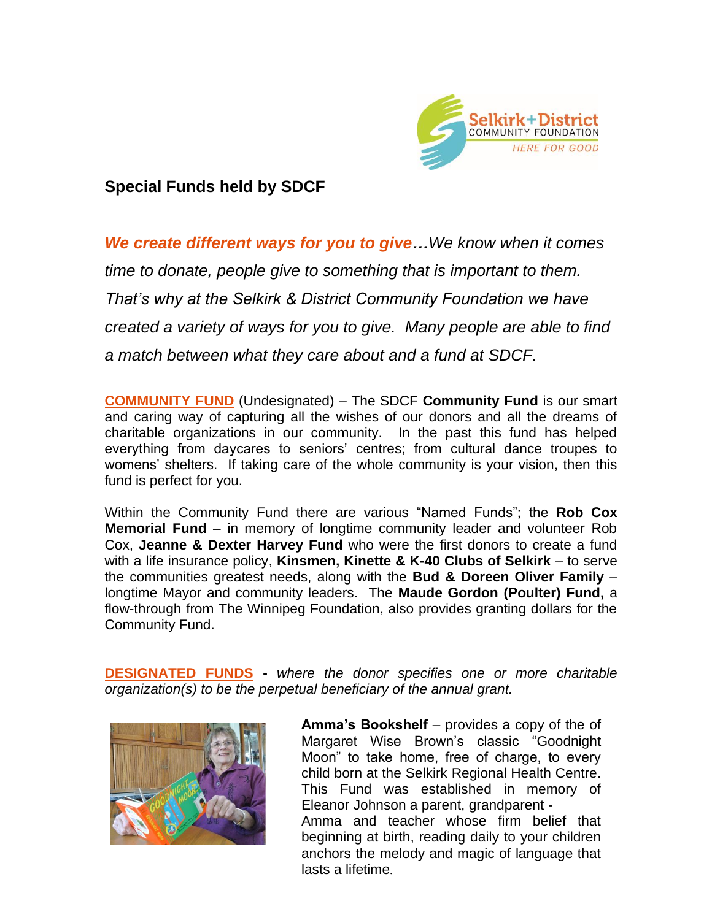Selkirk+District COMMUNITY FOUNDATION HERE FOR GOOD

## Special Funds held by SDCF

***We create different ways for you to give…****We know when it comes time to donate, people give to something that is important to them. That's why at the Selkirk & District Community Foundation we have created a variety of ways for you to give. Many people are able to find a match between what they care about and a fund at SDCF.*

**COMMUNITY FUND** (Undesignated) – The SDCF **Community Fund** is our smart and caring way of capturing all the wishes of our donors and all the dreams of charitable organizations in our community. In the past this fund has helped everything from daycares to seniors' centres; from cultural dance troupes to womens' shelters. If taking care of the whole community is your vision, then this fund is perfect for you.

Within the Community Fund there are various "Named Funds"; the **Rob Cox Memorial Fund** – in memory of longtime community leader and volunteer Rob Cox, **Jeanne & Dexter Harvey Fund** who were the first donors to create a fund with a life insurance policy, **Kinsmen, Kinette & K-40 Clubs of Selkirk** – to serve the communities greatest needs, along with the **Bud & Doreen Oliver Family** – longtime Mayor and community leaders. The **Maude Gordon (Poulter) Fund,** a flow-through from The Winnipeg Foundation, also provides granting dollars for the Community Fund.

**DESIGNATED FUNDS** - *where the donor specifies one or more charitable organization(s) to be the perpetual beneficiary of the annual grant.*

**Amma's Bookshelf** – provides a copy of the of Margaret Wise Brown's classic "Goodnight Moon" to take home, free of charge, to every child born at the Selkirk Regional Health Centre. This Fund was established in memory of Eleanor Johnson a parent, grandparent - Amma and teacher whose firm belief that beginning at birth, reading daily to your children anchors the melody and magic of language that lasts a lifetime.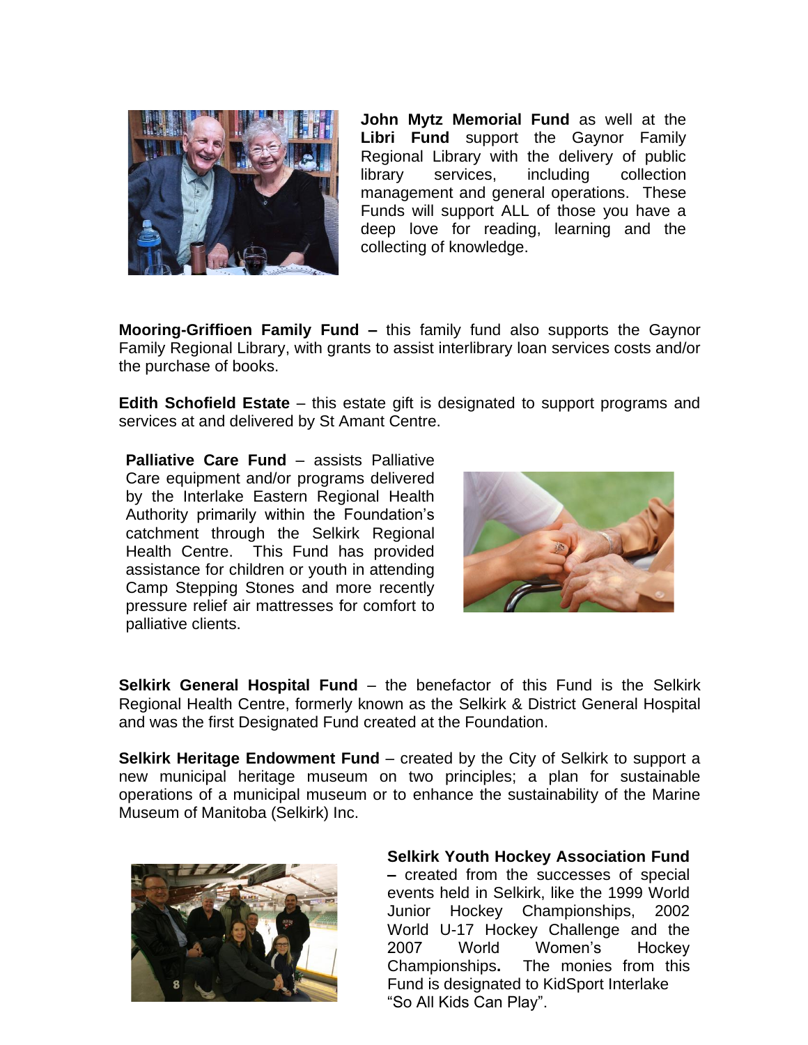**John Mytz Memorial Fund** as well at the **Libri Fund** support the Gaynor Family Regional Library with the delivery of public library services, including collection management and general operations. These Funds will support ALL of those you have a deep love for reading, learning and the collecting of knowledge.

**Mooring-Griffioen Family Fund –** this family fund also supports the Gaynor Family Regional Library, with grants to assist interlibrary loan services costs and/or the purchase of books.

**Edith Schofield Estate** – this estate gift is designated to support programs and services at and delivered by St Amant Centre.

**Palliative Care Fund** – assists Palliative Care equipment and/or programs delivered by the Interlake Eastern Regional Health Authority primarily within the Foundation's catchment through the Selkirk Regional Health Centre. This Fund has provided assistance for children or youth in attending Camp Stepping Stones and more recently pressure relief air mattresses for comfort to palliative clients.

**Selkirk General Hospital Fund** – the benefactor of this Fund is the Selkirk Regional Health Centre, formerly known as the Selkirk & District General Hospital and was the first Designated Fund created at the Foundation.

**Selkirk Heritage Endowment Fund** – created by the City of Selkirk to support a new municipal heritage museum on two principles; a plan for sustainable operations of a municipal museum or to enhance the sustainability of the Marine Museum of Manitoba (Selkirk) Inc.

**Selkirk Youth Hockey Association Fund –** created from the successes of special events held in Selkirk, like the 1999 World Junior Hockey Championships, 2002 World U-17 Hockey Challenge and the 2007 World Women's Hockey Championships**.** The monies from this Fund is designated to KidSport Interlake "So All Kids Can Play".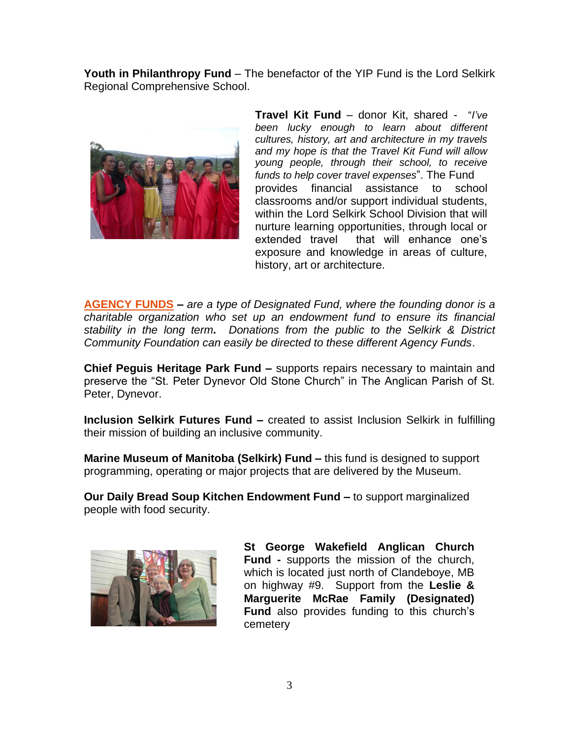**Youth in Philanthropy Fund** – The benefactor of the YIP Fund is the Lord Selkirk Regional Comprehensive School.

**Travel Kit Fund** – donor Kit, shared - "*I've been lucky enough to learn about different cultures, history, art and architecture in my travels and my hope is that the Travel Kit Fund will allow young people, through their school, to receive funds to help cover travel expenses*". The Fund provides financial assistance to school classrooms and/or support individual students, within the Lord Selkirk School Division that will nurture learning opportunities, through local or extended travel that will enhance one's exposure and knowledge in areas of culture, history, art or architecture.

**AGENCY FUNDS** – *are a type of Designated Fund, where the founding donor is a charitable organization who set up an endowment fund to ensure its financial stability in the long term. Donations from the public to the Selkirk & District Community Foundation can easily be directed to these different Agency Funds*.

**Chief Peguis Heritage Park Fund –** supports repairs necessary to maintain and preserve the "St. Peter Dynevor Old Stone Church" in The Anglican Parish of St. Peter, Dynevor.

**Inclusion Selkirk Futures Fund –** created to assist Inclusion Selkirk in fulfilling their mission of building an inclusive community.

**Marine Museum of Manitoba (Selkirk) Fund –** this fund is designed to support programming, operating or major projects that are delivered by the Museum.

**Our Daily Bread Soup Kitchen Endowment Fund –** to support marginalized people with food security.

**St George Wakefield Anglican Church Fund -** supports the mission of the church, which is located just north of Clandeboye, MB on highway #9. Support from the **Leslie & Marguerite McRae Family (Designated) Fund** also provides funding to this church's cemetery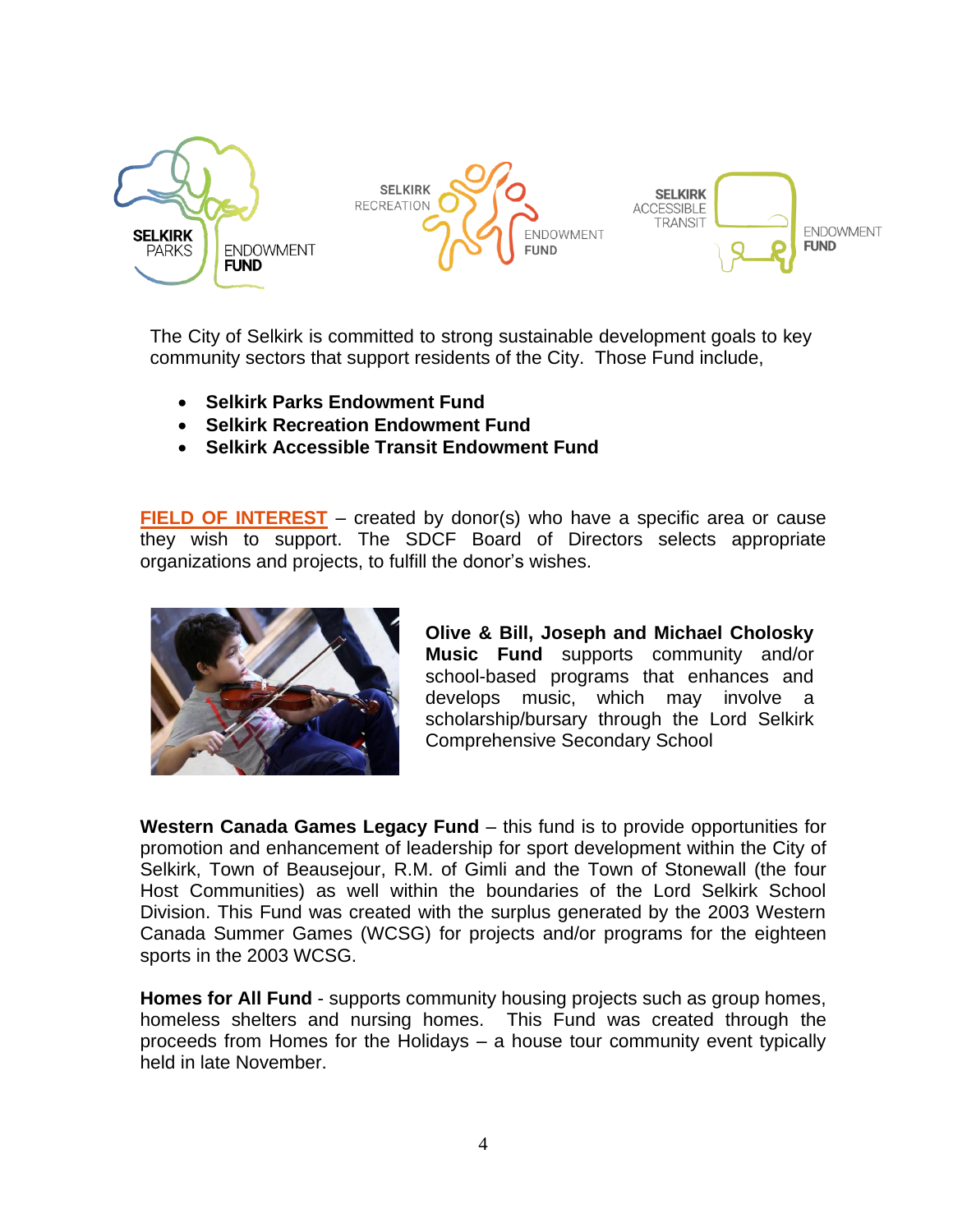The City of Selkirk is committed to strong sustainable development goals to key community sectors that support residents of the City. Those Fund include,

- **Selkirk Parks Endowment Fund**
- **Selkirk Recreation Endowment Fund**
- **Selkirk Accessible Transit Endowment Fund**

**FIELD OF INTEREST** – created by donor(s) who have a specific area or cause they wish to support. The SDCF Board of Directors selects appropriate organizations and projects, to fulfill the donor's wishes.

**Olive & Bill, Joseph and Michael Cholosky Music Fund** supports community and/or school-based programs that enhances and develops music, which may involve a scholarship/bursary through the Lord Selkirk Comprehensive Secondary School

**Western Canada Games Legacy Fund** – this fund is to provide opportunities for promotion and enhancement of leadership for sport development within the City of Selkirk, Town of Beausejour, R.M. of Gimli and the Town of Stonewall (the four Host Communities) as well within the boundaries of the Lord Selkirk School Division. This Fund was created with the surplus generated by the 2003 Western Canada Summer Games (WCSG) for projects and/or programs for the eighteen sports in the 2003 WCSG.

**Homes for All Fund** - supports community housing projects such as group homes, homeless shelters and nursing homes. This Fund was created through the proceeds from Homes for the Holidays – a house tour community event typically held in late November.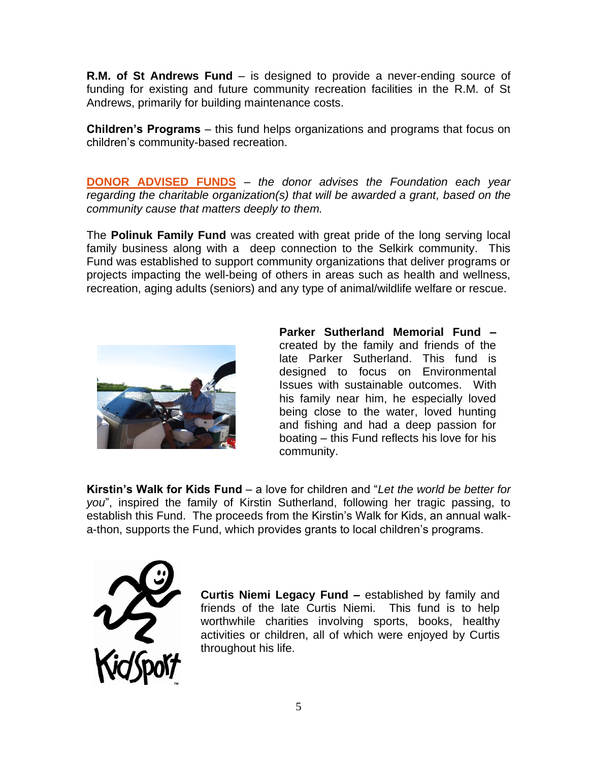**R.M. of St Andrews Fund** – is designed to provide a never-ending source of funding for existing and future community recreation facilities in the R.M. of St Andrews, primarily for building maintenance costs.

**Children's Programs** – this fund helps organizations and programs that focus on children's community-based recreation.

**DONOR ADVISED FUNDS** – *the donor advises the Foundation each year regarding the charitable organization(s) that will be awarded a grant, based on the community cause that matters deeply to them.*

The **Polinuk Family Fund** was created with great pride of the long serving local family business along with a deep connection to the Selkirk community. This Fund was established to support community organizations that deliver programs or projects impacting the well-being of others in areas such as health and wellness, recreation, aging adults (seniors) and any type of animal/wildlife welfare or rescue.

**Parker Sutherland Memorial Fund –** created by the family and friends of the late Parker Sutherland. This fund is designed to focus on Environmental Issues with sustainable outcomes. With his family near him, he especially loved being close to the water, loved hunting and fishing and had a deep passion for boating – this Fund reflects his love for his community.

**Kirstin's Walk for Kids Fund** – a love for children and "*Let the world be better for you*", inspired the family of Kirstin Sutherland, following her tragic passing, to establish this Fund. The proceeds from the Kirstin's Walk for Kids, an annual walk-a-thon, supports the Fund, which provides grants to local children's programs.

**Curtis Niemi Legacy Fund –** established by family and friends of the late Curtis Niemi. This fund is to help worthwhile charities involving sports, books, healthy activities or children, all of which were enjoyed by Curtis throughout his life.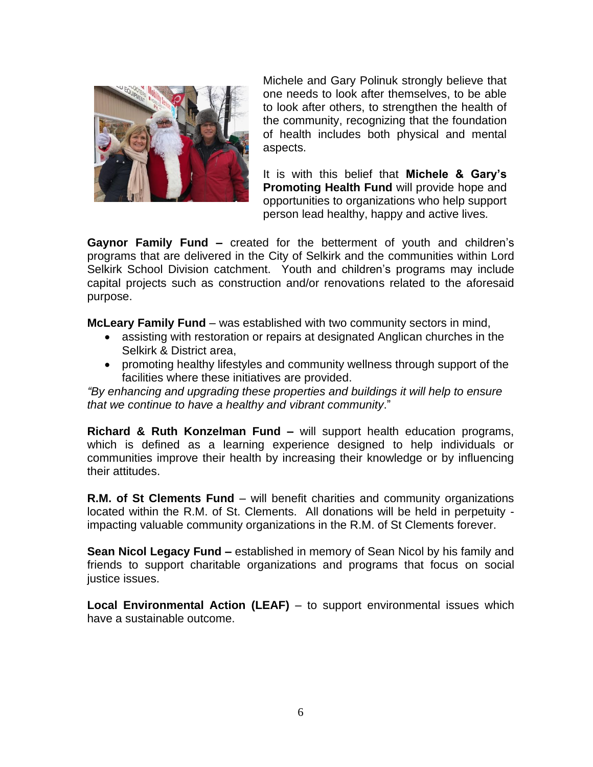Michele and Gary Polinuk strongly believe that one needs to look after themselves, to be able to look after others, to strengthen the health of the community, recognizing that the foundation of health includes both physical and mental aspects.

It is with this belief that **Michele & Gary's Promoting Health Fund** will provide hope and opportunities to organizations who help support person lead healthy, happy and active lives.

**Gaynor Family Fund –** created for the betterment of youth and children's programs that are delivered in the City of Selkirk and the communities within Lord Selkirk School Division catchment. Youth and children's programs may include capital projects such as construction and/or renovations related to the aforesaid purpose.

**McLeary Family Fund** – was established with two community sectors in mind,

- assisting with restoration or repairs at designated Anglican churches in the Selkirk & District area,
- promoting healthy lifestyles and community wellness through support of the facilities where these initiatives are provided.

*"By enhancing and upgrading these properties and buildings it will help to ensure that we continue to have a healthy and vibrant community*."

**Richard & Ruth Konzelman Fund –** will support health education programs, which is defined as a learning experience designed to help individuals or communities improve their health by increasing their knowledge or by influencing their attitudes.

**R.M. of St Clements Fund** – will benefit charities and community organizations located within the R.M. of St. Clements. All donations will be held in perpetuity - impacting valuable community organizations in the R.M. of St Clements forever.

**Sean Nicol Legacy Fund –** established in memory of Sean Nicol by his family and friends to support charitable organizations and programs that focus on social justice issues.

**Local Environmental Action (LEAF)** – to support environmental issues which have a sustainable outcome.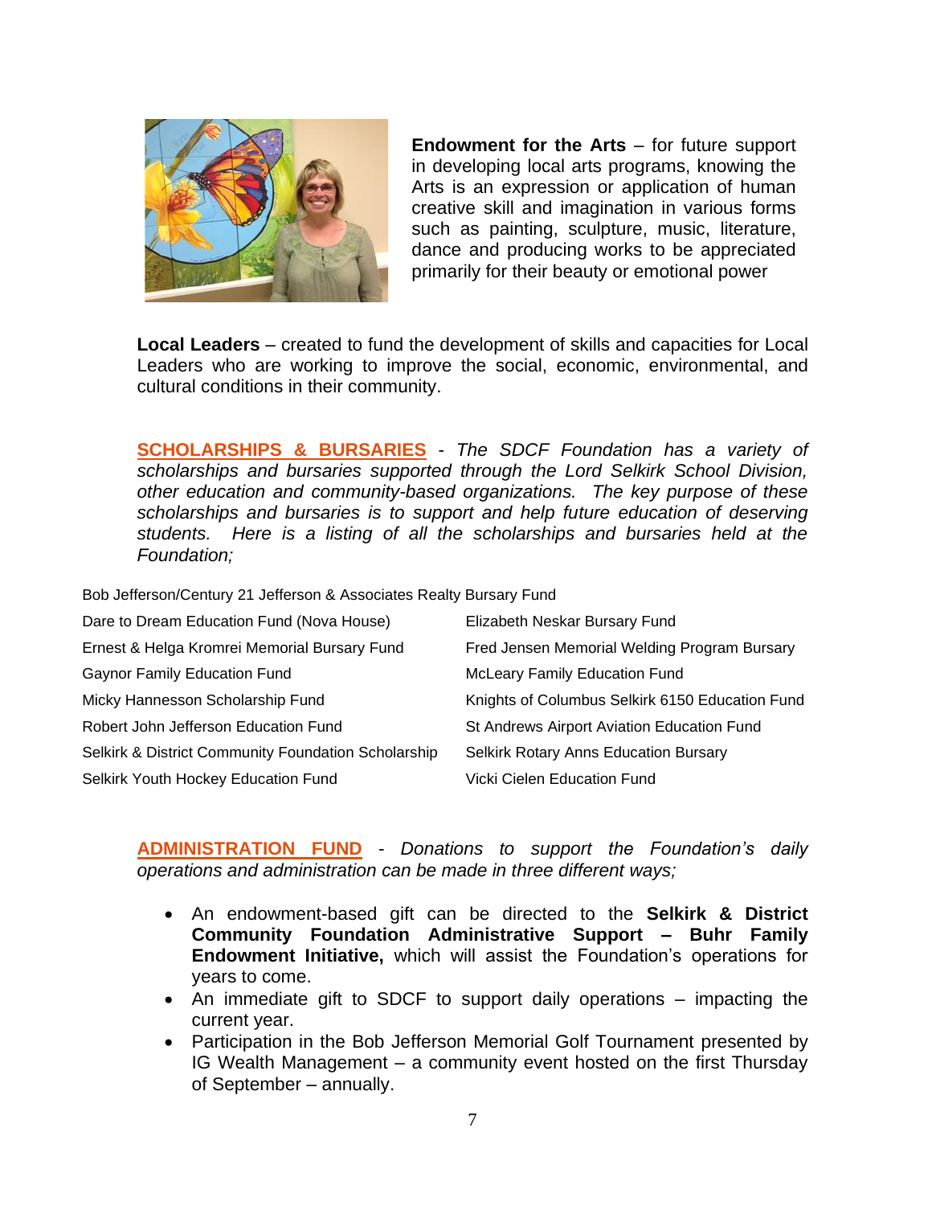**Endowment for the Arts** – for future support in developing local arts programs, knowing the Arts is an expression or application of human creative skill and imagination in various forms such as painting, sculpture, music, literature, dance and producing works to be appreciated primarily for their beauty or emotional power

**Local Leaders** – created to fund the development of skills and capacities for Local Leaders who are working to improve the social, economic, environmental, and cultural conditions in their community.

**SCHOLARSHIPS & BURSARIES** - *The SDCF Foundation has a variety of scholarships and bursaries supported through the Lord Selkirk School Division, other education and community-based organizations. The key purpose of these scholarships and bursaries is to support and help future education of deserving students. Here is a listing of all the scholarships and bursaries held at the Foundation;*

Bob Jefferson/Century 21 Jefferson & Associates Realty Bursary Fund

Dare to Dream Education Fund (Nova House)

Ernest & Helga Kromrei Memorial Bursary Fund

Gaynor Family Education Fund

Micky Hannesson Scholarship Fund

Robert John Jefferson Education Fund

Selkirk & District Community Foundation Scholarship

Selkirk Youth Hockey Education Fund

Elizabeth Neskar Bursary Fund

Fred Jensen Memorial Welding Program Bursary

McLeary Family Education Fund

Knights of Columbus Selkirk 6150 Education Fund

St Andrews Airport Aviation Education Fund

Selkirk Rotary Anns Education Bursary

Vicki Cielen Education Fund

**ADMINISTRATION FUND** - *Donations to support the Foundation's daily operations and administration can be made in three different ways;*

- An endowment-based gift can be directed to the **Selkirk & District Community Foundation Administrative Support – Buhr Family Endowment Initiative,** which will assist the Foundation's operations for years to come.
- An immediate gift to SDCF to support daily operations – impacting the current year.
- Participation in the Bob Jefferson Memorial Golf Tournament presented by IG Wealth Management – a community event hosted on the first Thursday of September – annually.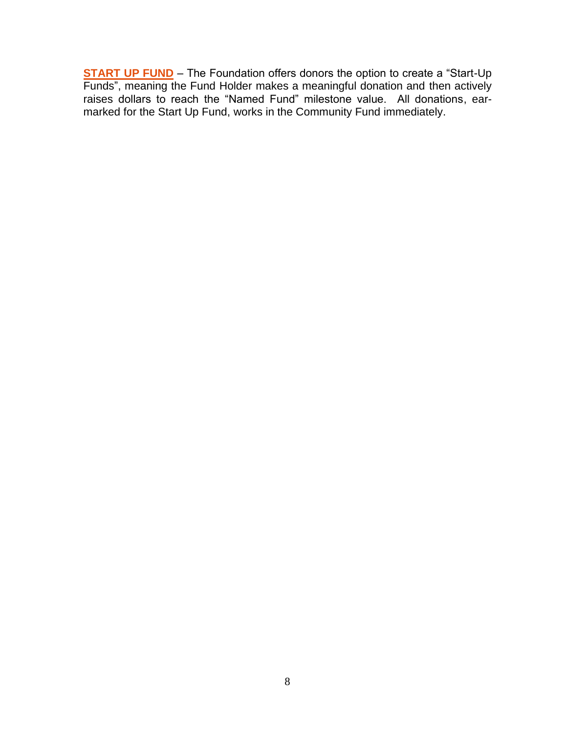**START UP FUND** – The Foundation offers donors the option to create a "Start-Up Funds", meaning the Fund Holder makes a meaningful donation and then actively raises dollars to reach the "Named Fund" milestone value. All donations, ear-marked for the Start Up Fund, works in the Community Fund immediately.